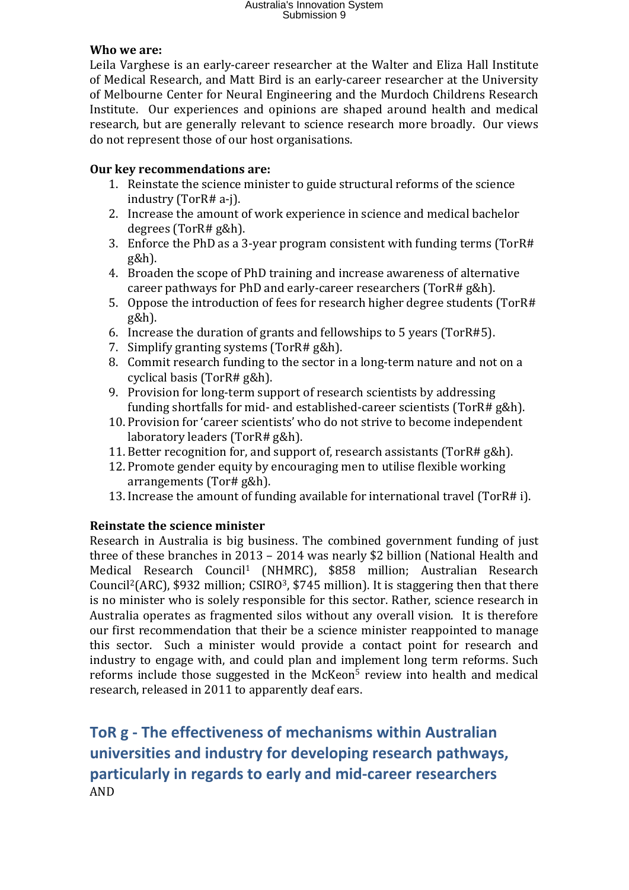**Who we are:**

Leila Varghese is an early-career researcher at the Walter and Eliza Hall Institute of Medical Research, and Matt Bird is an early-career researcher at the University of Melbourne Center for Neural Engineering and the Murdoch Childrens Research Institute. Our experiences and opinions are shaped around health and medical research, but are generally relevant to science research more broadly. Our views do not represent those of our host organisations.

**Our key recommendations are:**

1. Reinstate the science minister to guide structural reforms of the science industry (TorR# a-j).
2. Increase the amount of work experience in science and medical bachelor degrees (TorR# g&h).
3. Enforce the PhD as a 3-year program consistent with funding terms (TorR# g&h).
4. Broaden the scope of PhD training and increase awareness of alternative career pathways for PhD and early-career researchers (TorR# g&h).
5. Oppose the introduction of fees for research higher degree students (TorR# g&h).
6. Increase the duration of grants and fellowships to 5 years (TorR#5).
7. Simplify granting systems (TorR# g&h).
8. Commit research funding to the sector in a long-term nature and not on a cyclical basis (TorR# g&h).
9. Provision for long-term support of research scientists by addressing funding shortfalls for mid- and established-career scientists (TorR# g&h).
10. Provision for 'career scientists' who do not strive to become independent laboratory leaders (TorR# g&h).
11. Better recognition for, and support of, research assistants (TorR# g&h).
12. Promote gender equity by encouraging men to utilise flexible working arrangements (Tor# g&h).
13. Increase the amount of funding available for international travel (TorR# i).

**Reinstate the science minister**

Research in Australia is big business. The combined government funding of just three of these branches in 2013 – 2014 was nearly $2 billion (National Health and Medical Research Council[1] (NHMRC), $858 million; Australian Research Council[2](ARC), $932 million; CSIRO[3], $745 million). It is staggering then that there is no minister who is solely responsible for this sector. Rather, science research in Australia operates as fragmented silos without any overall vision. It is therefore our first recommendation that their be a science minister reappointed to manage this sector. Such a minister would provide a contact point for research and industry to engage with, and could plan and implement long term reforms. Such reforms include those suggested in the McKeon[5] review into health and medical research, released in 2011 to apparently deaf ears.

## ToR g - The effectiveness of mechanisms within Australian universities and industry for developing research pathways, particularly in regards to early and mid-career researchers

AND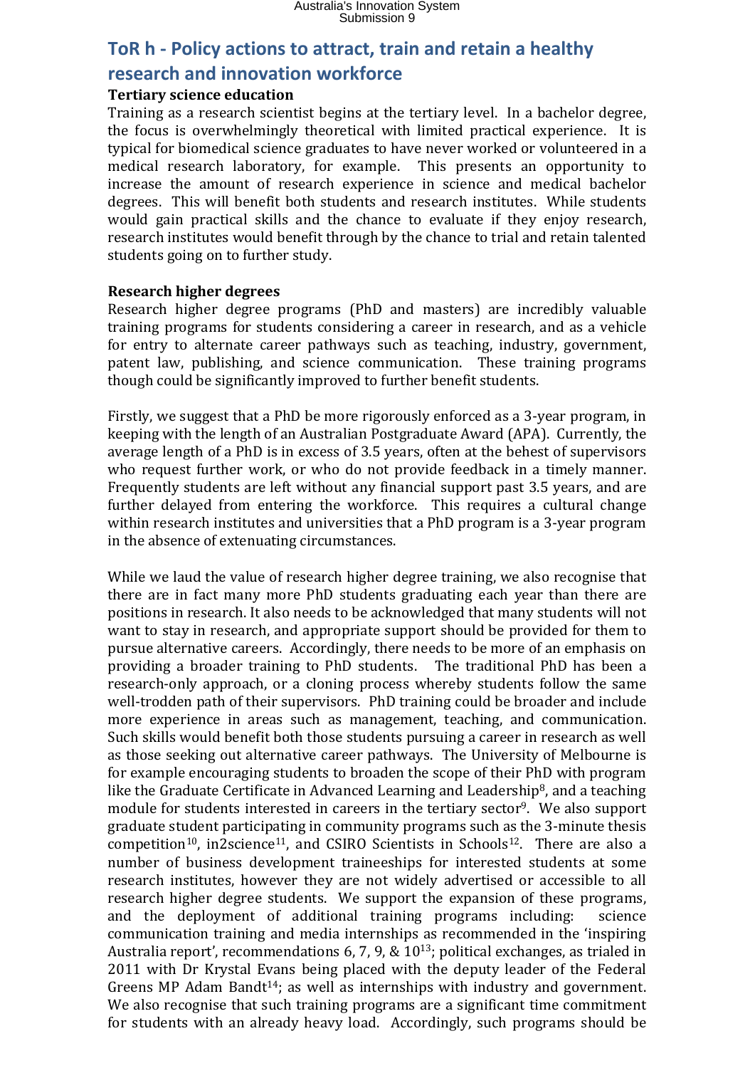## ToR h - Policy actions to attract, train and retain a healthy research and innovation workforce

**Tertiary science education**

Training as a research scientist begins at the tertiary level. In a bachelor degree, the focus is overwhelmingly theoretical with limited practical experience. It is typical for biomedical science graduates to have never worked or volunteered in a medical research laboratory, for example. This presents an opportunity to increase the amount of research experience in science and medical bachelor degrees. This will benefit both students and research institutes. While students would gain practical skills and the chance to evaluate if they enjoy research, research institutes would benefit through by the chance to trial and retain talented students going on to further study.

**Research higher degrees**

Research higher degree programs (PhD and masters) are incredibly valuable training programs for students considering a career in research, and as a vehicle for entry to alternate career pathways such as teaching, industry, government, patent law, publishing, and science communication. These training programs though could be significantly improved to further benefit students.

Firstly, we suggest that a PhD be more rigorously enforced as a 3-year program, in keeping with the length of an Australian Postgraduate Award (APA). Currently, the average length of a PhD is in excess of 3.5 years, often at the behest of supervisors who request further work, or who do not provide feedback in a timely manner. Frequently students are left without any financial support past 3.5 years, and are further delayed from entering the workforce. This requires a cultural change within research institutes and universities that a PhD program is a 3-year program in the absence of extenuating circumstances.

While we laud the value of research higher degree training, we also recognise that there are in fact many more PhD students graduating each year than there are positions in research. It also needs to be acknowledged that many students will not want to stay in research, and appropriate support should be provided for them to pursue alternative careers. Accordingly, there needs to be more of an emphasis on providing a broader training to PhD students. The traditional PhD has been a research-only approach, or a cloning process whereby students follow the same well-trodden path of their supervisors. PhD training could be broader and include more experience in areas such as management, teaching, and communication. Such skills would benefit both those students pursuing a career in research as well as those seeking out alternative career pathways. The University of Melbourne is for example encouraging students to broaden the scope of their PhD with program like the Graduate Certificate in Advanced Learning and Leadership[8], and a teaching module for students interested in careers in the tertiary sector[9]. We also support graduate student participating in community programs such as the 3-minute thesis competition[10], in2science[11], and CSIRO Scientists in Schools[12]. There are also a number of business development traineeships for interested students at some research institutes, however they are not widely advertised or accessible to all research higher degree students. We support the expansion of these programs, and the deployment of additional training programs including: science communication training and media internships as recommended in the 'inspiring Australia report', recommendations 6, 7, 9, & 10[13]; political exchanges, as trialed in 2011 with Dr Krystal Evans being placed with the deputy leader of the Federal Greens MP Adam Bandt[14]; as well as internships with industry and government. We also recognise that such training programs are a significant time commitment for students with an already heavy load. Accordingly, such programs should be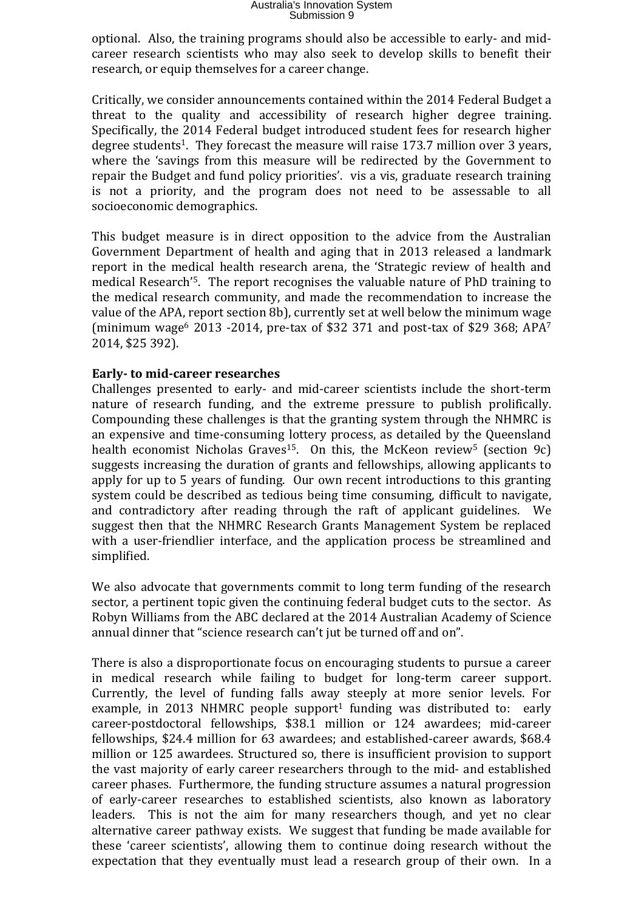optional. Also, the training programs should also be accessible to early- and mid-career research scientists who may also seek to develop skills to benefit their research, or equip themselves for a career change.

Critically, we consider announcements contained within the 2014 Federal Budget a threat to the quality and accessibility of research higher degree training. Specifically, the 2014 Federal budget introduced student fees for research higher degree students[1]. They forecast the measure will raise 173.7 million over 3 years, where the 'savings from this measure will be redirected by the Government to repair the Budget and fund policy priorities'. vis a vis, graduate research training is not a priority, and the program does not need to be assessable to all socioeconomic demographics.

This budget measure is in direct opposition to the advice from the Australian Government Department of health and aging that in 2013 released a landmark report in the medical health research arena, the 'Strategic review of health and medical Research'[5]. The report recognises the valuable nature of PhD training to the medical research community, and made the recommendation to increase the value of the APA, report section 8b), currently set at well below the minimum wage (minimum wage[6] 2013 -2014, pre-tax of $32 371 and post-tax of $29 368; APA[7] 2014, $25 392).

**Early- to mid-career researches**

Challenges presented to early- and mid-career scientists include the short-term nature of research funding, and the extreme pressure to publish prolifically. Compounding these challenges is that the granting system through the NHMRC is an expensive and time-consuming lottery process, as detailed by the Queensland health economist Nicholas Graves[15]. On this, the McKeon review[5] (section 9c) suggests increasing the duration of grants and fellowships, allowing applicants to apply for up to 5 years of funding. Our own recent introductions to this granting system could be described as tedious being time consuming, difficult to navigate, and contradictory after reading through the raft of applicant guidelines. We suggest then that the NHMRC Research Grants Management System be replaced with a user-friendlier interface, and the application process be streamlined and simplified.

We also advocate that governments commit to long term funding of the research sector, a pertinent topic given the continuing federal budget cuts to the sector. As Robyn Williams from the ABC declared at the 2014 Australian Academy of Science annual dinner that "science research can't jut be turned off and on".

There is also a disproportionate focus on encouraging students to pursue a career in medical research while failing to budget for long-term career support. Currently, the level of funding falls away steeply at more senior levels. For example, in 2013 NHMRC people support[1] funding was distributed to: early career-postdoctoral fellowships, $38.1 million or 124 awardees; mid-career fellowships, $24.4 million for 63 awardees; and established-career awards, $68.4 million or 125 awardees. Structured so, there is insufficient provision to support the vast majority of early career researchers through to the mid- and established career phases. Furthermore, the funding structure assumes a natural progression of early-career researches to established scientists, also known as laboratory leaders. This is not the aim for many researchers though, and yet no clear alternative career pathway exists. We suggest that funding be made available for these 'career scientists', allowing them to continue doing research without the expectation that they eventually must lead a research group of their own. In a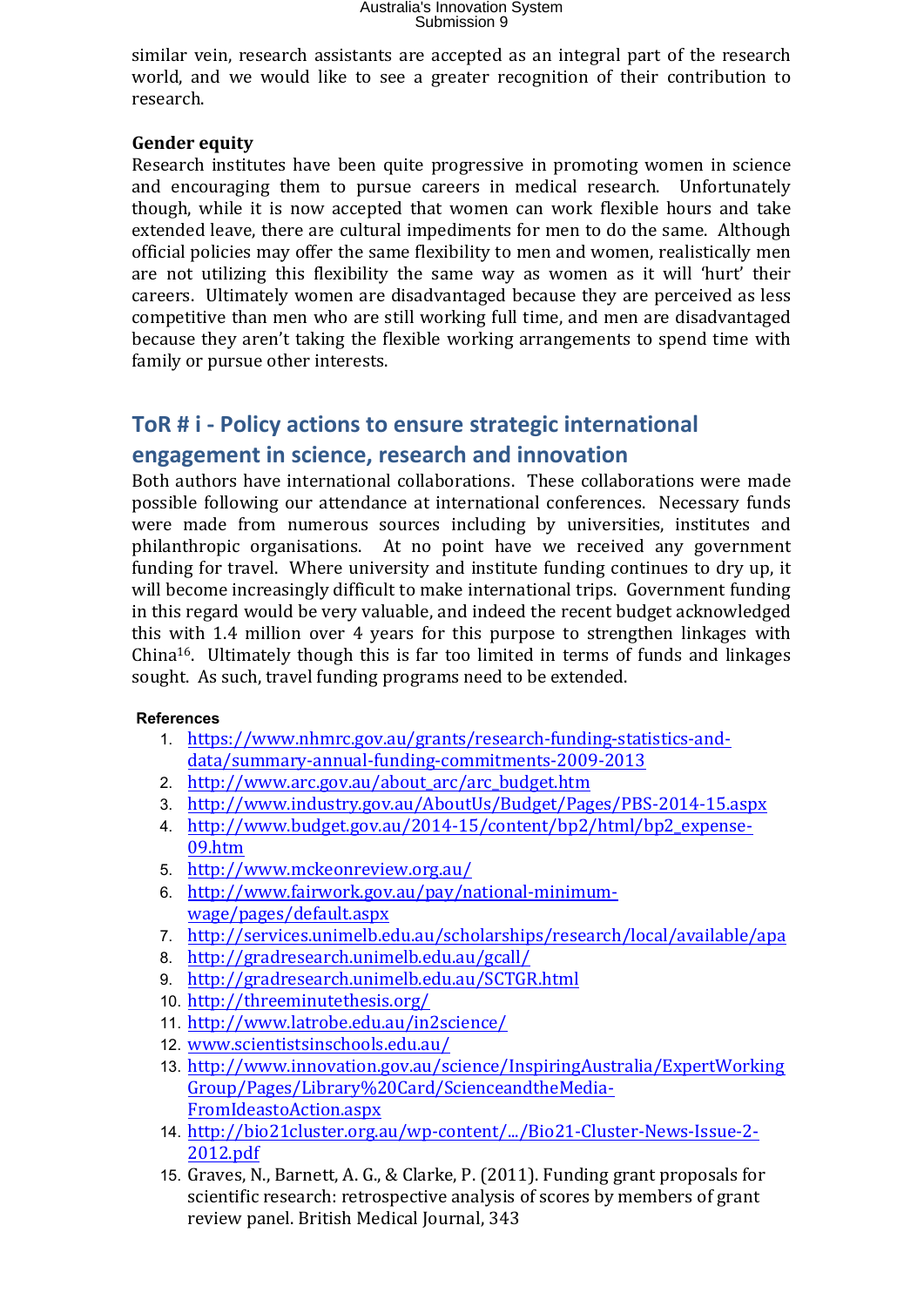similar vein, research assistants are accepted as an integral part of the research world, and we would like to see a greater recognition of their contribution to research.

**Gender equity**

Research institutes have been quite progressive in promoting women in science and encouraging them to pursue careers in medical research. Unfortunately though, while it is now accepted that women can work flexible hours and take extended leave, there are cultural impediments for men to do the same. Although official policies may offer the same flexibility to men and women, realistically men are not utilizing this flexibility the same way as women as it will 'hurt' their careers. Ultimately women are disadvantaged because they are perceived as less competitive than men who are still working full time, and men are disadvantaged because they aren't taking the flexible working arrangements to spend time with family or pursue other interests.

## ToR # i - Policy actions to ensure strategic international engagement in science, research and innovation

Both authors have international collaborations. These collaborations were made possible following our attendance at international conferences. Necessary funds were made from numerous sources including by universities, institutes and philanthropic organisations. At no point have we received any government funding for travel. Where university and institute funding continues to dry up, it will become increasingly difficult to make international trips. Government funding in this regard would be very valuable, and indeed the recent budget acknowledged this with 1.4 million over 4 years for this purpose to strengthen linkages with China[16]. Ultimately though this is far too limited in terms of funds and linkages sought. As such, travel funding programs need to be extended.

**References**

1. https://www.nhmrc.gov.au/grants/research-funding-statistics-and-data/summary-annual-funding-commitments-2009-2013
2. http://www.arc.gov.au/about_arc/arc_budget.htm
3. http://www.industry.gov.au/AboutUs/Budget/Pages/PBS-2014-15.aspx
4. http://www.budget.gov.au/2014-15/content/bp2/html/bp2_expense-09.htm
5. http://www.mckeonreview.org.au/
6. http://www.fairwork.gov.au/pay/national-minimum-wage/pages/default.aspx
7. http://services.unimelb.edu.au/scholarships/research/local/available/apa
8. http://gradresearch.unimelb.edu.au/gcall/
9. http://gradresearch.unimelb.edu.au/SCTGR.html
10. http://threeminutethesis.org/
11. http://www.latrobe.edu.au/in2science/
12. www.scientistsinschools.edu.au/
13. http://www.innovation.gov.au/science/InspiringAustralia/ExpertWorkingGroup/Pages/Library%20Card/ScienceandtheMedia-FromIdeastoAction.aspx
14. http://bio21cluster.org.au/wp-content/.../Bio21-Cluster-News-Issue-2-2012.pdf
15. Graves, N., Barnett, A. G., & Clarke, P. (2011). Funding grant proposals for scientific research: retrospective analysis of scores by members of grant review panel. British Medical Journal, 343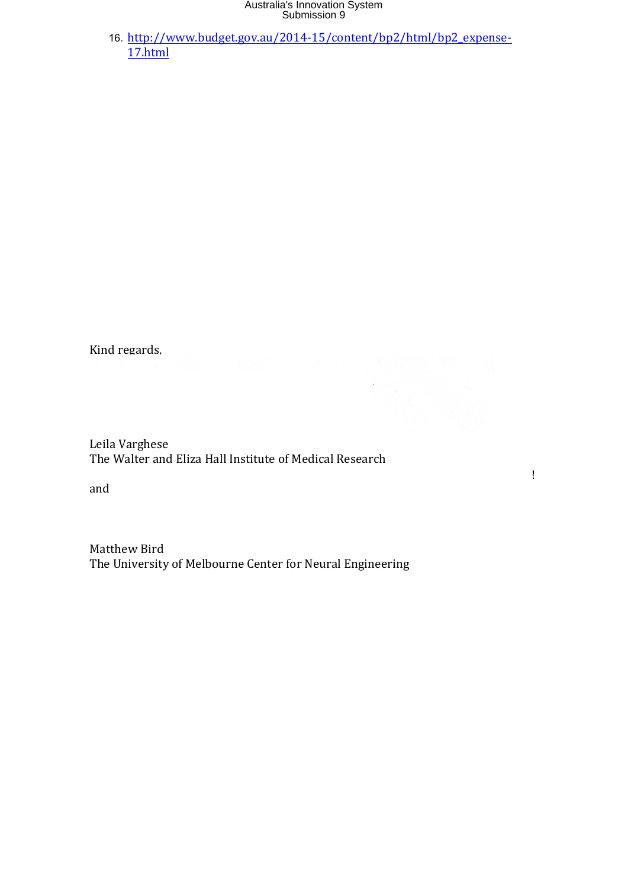16. http://www.budget.gov.au/2014-15/content/bp2/html/bp2_expense-17.html

Kind regards,

Leila Varghese
The Walter and Eliza Hall Institute of Medical Research

and

Matthew Bird
The University of Melbourne Center for Neural Engineering